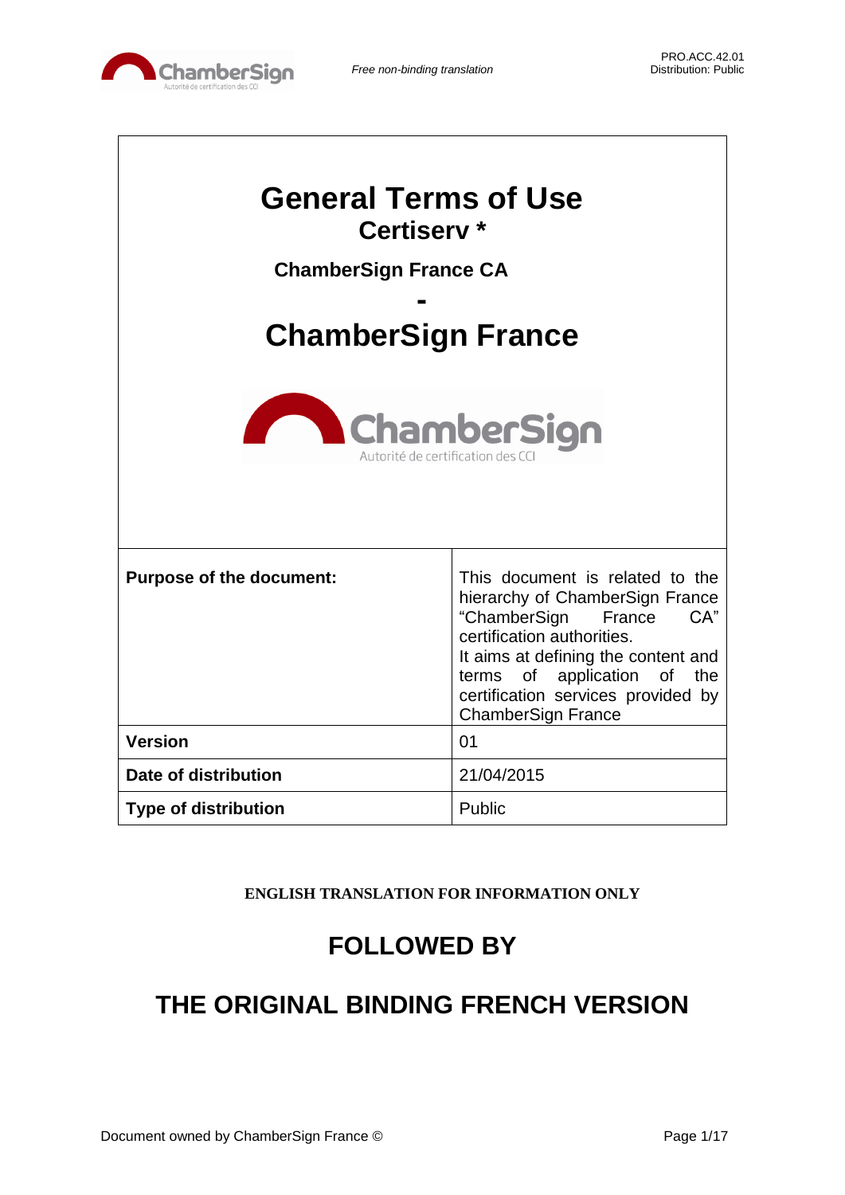# General Terms of Use

## Certiserv *

### ChamberSign France CA

**-**

## ChamberSign France

| Purpose of the document: | This document is related to the hierarchy of ChamberSign France "ChamberSign France CA" certification authorities. It aims at defining the content and terms of application of the certification services provided by ChamberSign France |
|---|---|
| **Version** | 01 |
| **Date of distribution** | 21/04/2015 |
| **Type of distribution** | Public |

**ENGLISH TRANSLATION FOR INFORMATION ONLY**

## FOLLOWED BY

## THE ORIGINAL BINDING FRENCH VERSION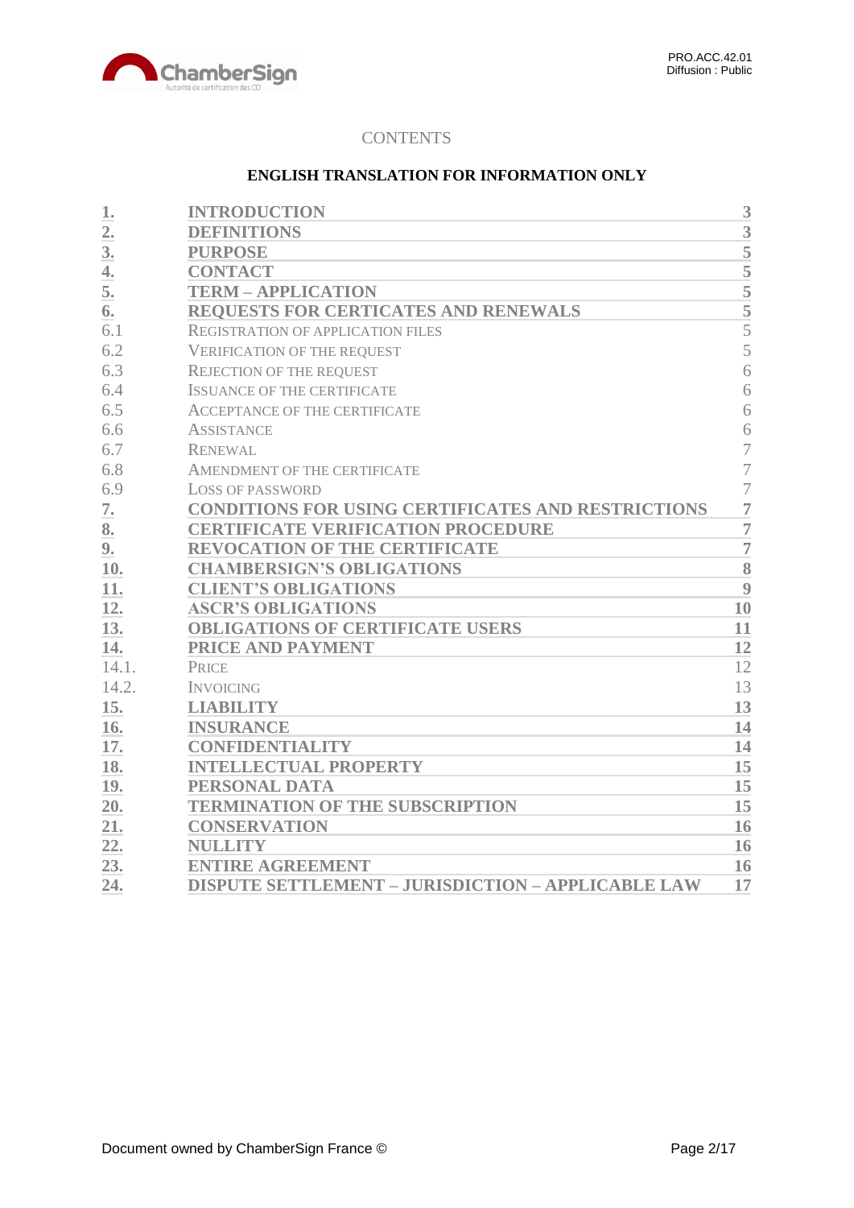CONTENTS

**ENGLISH TRANSLATION FOR INFORMATION ONLY**

| | | |
|---|---|---|
| **1.** | **INTRODUCTION** | **3** |
| **2.** | **DEFINITIONS** | **3** |
| **3.** | **PURPOSE** | **5** |
| **4.** | **CONTACT** | **5** |
| **5.** | **TERM – APPLICATION** | **5** |
| **6.** | **REQUESTS FOR CERTICATES AND RENEWALS** | **5** |
| 6.1 | REGISTRATION OF APPLICATION FILES | 5 |
| 6.2 | VERIFICATION OF THE REQUEST | 5 |
| 6.3 | REJECTION OF THE REQUEST | 6 |
| 6.4 | ISSUANCE OF THE CERTIFICATE | 6 |
| 6.5 | ACCEPTANCE OF THE CERTIFICATE | 6 |
| 6.6 | ASSISTANCE | 6 |
| 6.7 | RENEWAL | 7 |
| 6.8 | AMENDMENT OF THE CERTIFICATE | 7 |
| 6.9 | LOSS OF PASSWORD | 7 |
| **7.** | **CONDITIONS FOR USING CERTIFICATES AND RESTRICTIONS** | **7** |
| **8.** | **CERTIFICATE VERIFICATION PROCEDURE** | **7** |
| **9.** | **REVOCATION OF THE CERTIFICATE** | **7** |
| **10.** | **CHAMBERSIGN'S OBLIGATIONS** | **8** |
| **11.** | **CLIENT'S OBLIGATIONS** | **9** |
| **12.** | **ASCR'S OBLIGATIONS** | **10** |
| **13.** | **OBLIGATIONS OF CERTIFICATE USERS** | **11** |
| **14.** | **PRICE AND PAYMENT** | **12** |
| 14.1. | PRICE | 12 |
| 14.2. | INVOICING | 13 |
| **15.** | **LIABILITY** | **13** |
| **16.** | **INSURANCE** | **14** |
| **17.** | **CONFIDENTIALITY** | **14** |
| **18.** | **INTELLECTUAL PROPERTY** | **15** |
| **19.** | **PERSONAL DATA** | **15** |
| **20.** | **TERMINATION OF THE SUBSCRIPTION** | **15** |
| **21.** | **CONSERVATION** | **16** |
| **22.** | **NULLITY** | **16** |
| **23.** | **ENTIRE AGREEMENT** | **16** |
| **24.** | **DISPUTE SETTLEMENT – JURISDICTION – APPLICABLE LAW** | **17** |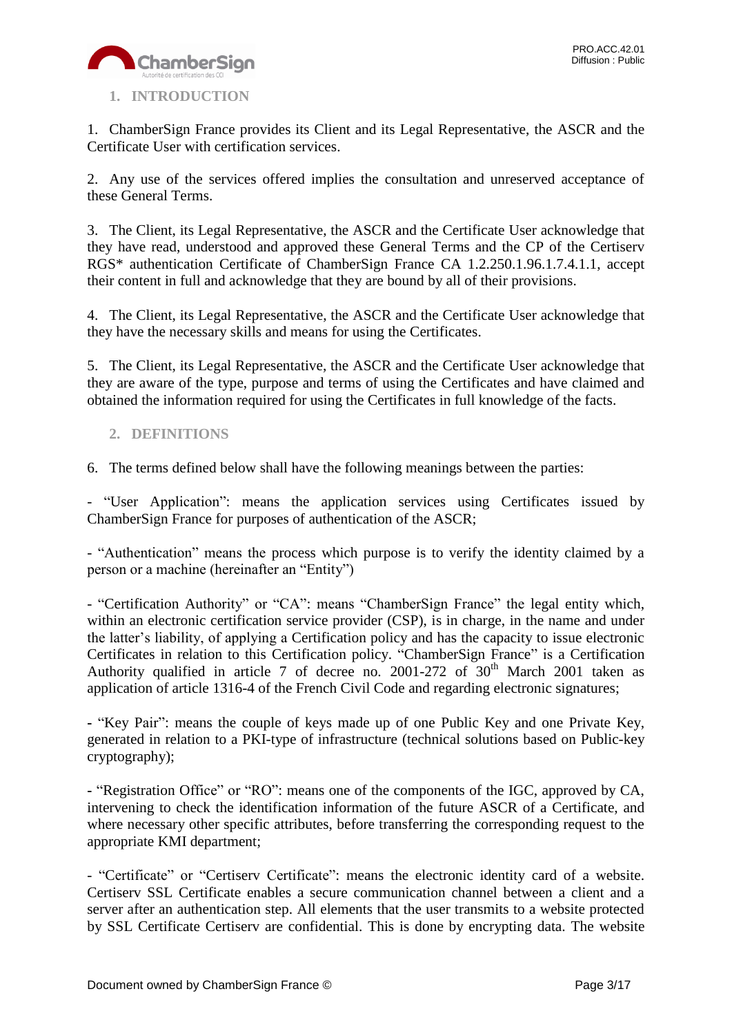## 1. INTRODUCTION

1. ChamberSign France provides its Client and its Legal Representative, the ASCR and the Certificate User with certification services.

2. Any use of the services offered implies the consultation and unreserved acceptance of these General Terms.

3. The Client, its Legal Representative, the ASCR and the Certificate User acknowledge that they have read, understood and approved these General Terms and the CP of the Certiserv RGS* authentication Certificate of ChamberSign France CA 1.2.250.1.96.1.7.4.1.1, accept their content in full and acknowledge that they are bound by all of their provisions.

4. The Client, its Legal Representative, the ASCR and the Certificate User acknowledge that they have the necessary skills and means for using the Certificates.

5. The Client, its Legal Representative, the ASCR and the Certificate User acknowledge that they are aware of the type, purpose and terms of using the Certificates and have claimed and obtained the information required for using the Certificates in full knowledge of the facts.

## 2. DEFINITIONS

6. The terms defined below shall have the following meanings between the parties:

- "User Application": means the application services using Certificates issued by ChamberSign France for purposes of authentication of the ASCR;

- "Authentication" means the process which purpose is to verify the identity claimed by a person or a machine (hereinafter an "Entity")

- "Certification Authority" or "CA": means "ChamberSign France" the legal entity which, within an electronic certification service provider (CSP), is in charge, in the name and under the latter's liability, of applying a Certification policy and has the capacity to issue electronic Certificates in relation to this Certification policy. "ChamberSign France" is a Certification Authority qualified in article 7 of decree no. 2001-272 of 30th March 2001 taken as application of article 1316-4 of the French Civil Code and regarding electronic signatures;

- "Key Pair": means the couple of keys made up of one Public Key and one Private Key, generated in relation to a PKI-type of infrastructure (technical solutions based on Public-key cryptography);

- "Registration Office" or "RO": means one of the components of the IGC, approved by CA, intervening to check the identification information of the future ASCR of a Certificate, and where necessary other specific attributes, before transferring the corresponding request to the appropriate KMI department;

- "Certificate" or "Certiserv Certificate": means the electronic identity card of a website. Certiserv SSL Certificate enables a secure communication channel between a client and a server after an authentication step. All elements that the user transmits to a website protected by SSL Certificate Certiserv are confidential. This is done by encrypting data. The website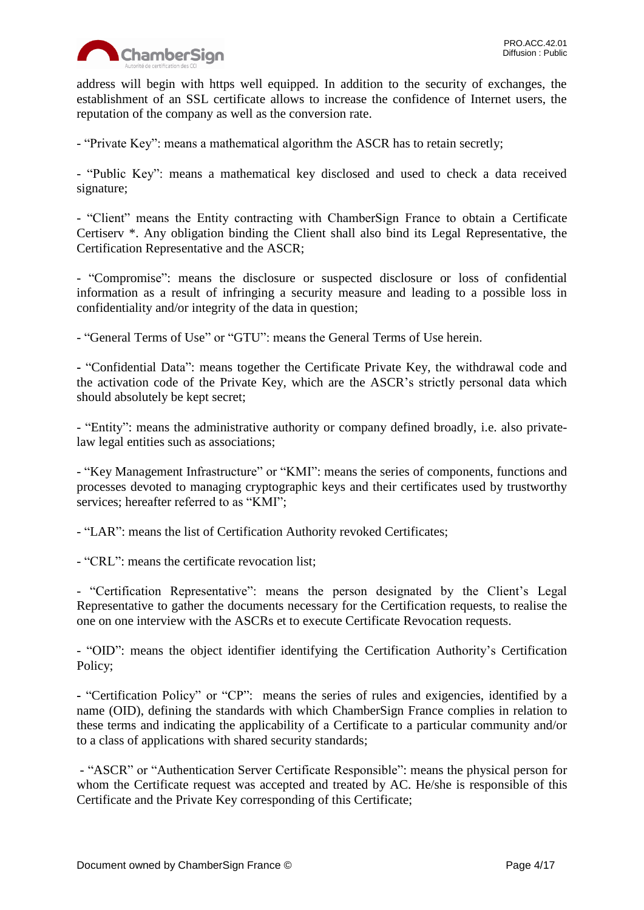address will begin with https well equipped. In addition to the security of exchanges, the establishment of an SSL certificate allows to increase the confidence of Internet users, the reputation of the company as well as the conversion rate.

- “Private Key”: means a mathematical algorithm the ASCR has to retain secretly;

- “Public Key”: means a mathematical key disclosed and used to check a data received signature;

- “Client” means the Entity contracting with ChamberSign France to obtain a Certificate Certiserv *. Any obligation binding the Client shall also bind its Legal Representative, the Certification Representative and the ASCR;

- “Compromise”: means the disclosure or suspected disclosure or loss of confidential information as a result of infringing a security measure and leading to a possible loss in confidentiality and/or integrity of the data in question;

- “General Terms of Use” or “GTU”: means the General Terms of Use herein.

- “Confidential Data”: means together the Certificate Private Key, the withdrawal code and the activation code of the Private Key, which are the ASCR’s strictly personal data which should absolutely be kept secret;

- “Entity”: means the administrative authority or company defined broadly, i.e. also private-law legal entities such as associations;

- “Key Management Infrastructure” or “KMI”: means the series of components, functions and processes devoted to managing cryptographic keys and their certificates used by trustworthy services; hereafter referred to as “KMI”;

- “LAR”: means the list of Certification Authority revoked Certificates;

- “CRL”: means the certificate revocation list;

- “Certification Representative”: means the person designated by the Client’s Legal Representative to gather the documents necessary for the Certification requests, to realise the one on one interview with the ASCRs et to execute Certificate Revocation requests.

- “OID”: means the object identifier identifying the Certification Authority’s Certification Policy;

- “Certification Policy” or “CP”: means the series of rules and exigencies, identified by a name (OID), defining the standards with which ChamberSign France complies in relation to these terms and indicating the applicability of a Certificate to a particular community and/or to a class of applications with shared security standards;

- “ASCR” or “Authentication Server Certificate Responsible”: means the physical person for whom the Certificate request was accepted and treated by AC. He/she is responsible of this Certificate and the Private Key corresponding of this Certificate;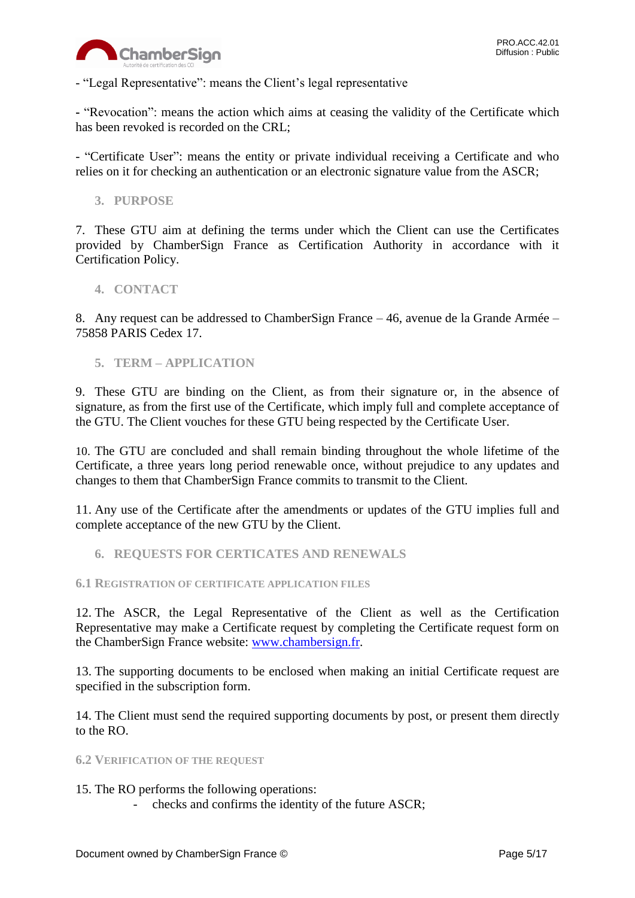- “Legal Representative”: means the Client’s legal representative

- “Revocation”: means the action which aims at ceasing the validity of the Certificate which has been revoked is recorded on the CRL;

- “Certificate User”: means the entity or private individual receiving a Certificate and who relies on it for checking an authentication or an electronic signature value from the ASCR;

## 3. PURPOSE

7. These GTU aim at defining the terms under which the Client can use the Certificates provided by ChamberSign France as Certification Authority in accordance with it Certification Policy.

## 4. CONTACT

8. Any request can be addressed to ChamberSign France – 46, avenue de la Grande Armée – 75858 PARIS Cedex 17.

## 5. TERM – APPLICATION

9. These GTU are binding on the Client, as from their signature or, in the absence of signature, as from the first use of the Certificate, which imply full and complete acceptance of the GTU. The Client vouches for these GTU being respected by the Certificate User.

10. The GTU are concluded and shall remain binding throughout the whole lifetime of the Certificate, a three years long period renewable once, without prejudice to any updates and changes to them that ChamberSign France commits to transmit to the Client.

11. Any use of the Certificate after the amendments or updates of the GTU implies full and complete acceptance of the new GTU by the Client.

## 6. REQUESTS FOR CERTICATES AND RENEWALS

### 6.1 Registration of certificate application files

12. The ASCR, the Legal Representative of the Client as well as the Certification Representative may make a Certificate request by completing the Certificate request form on the ChamberSign France website: www.chambersign.fr.

13. The supporting documents to be enclosed when making an initial Certificate request are specified in the subscription form.

14. The Client must send the required supporting documents by post, or present them directly to the RO.

### 6.2 Verification of the request

15. The RO performs the following operations:

- checks and confirms the identity of the future ASCR;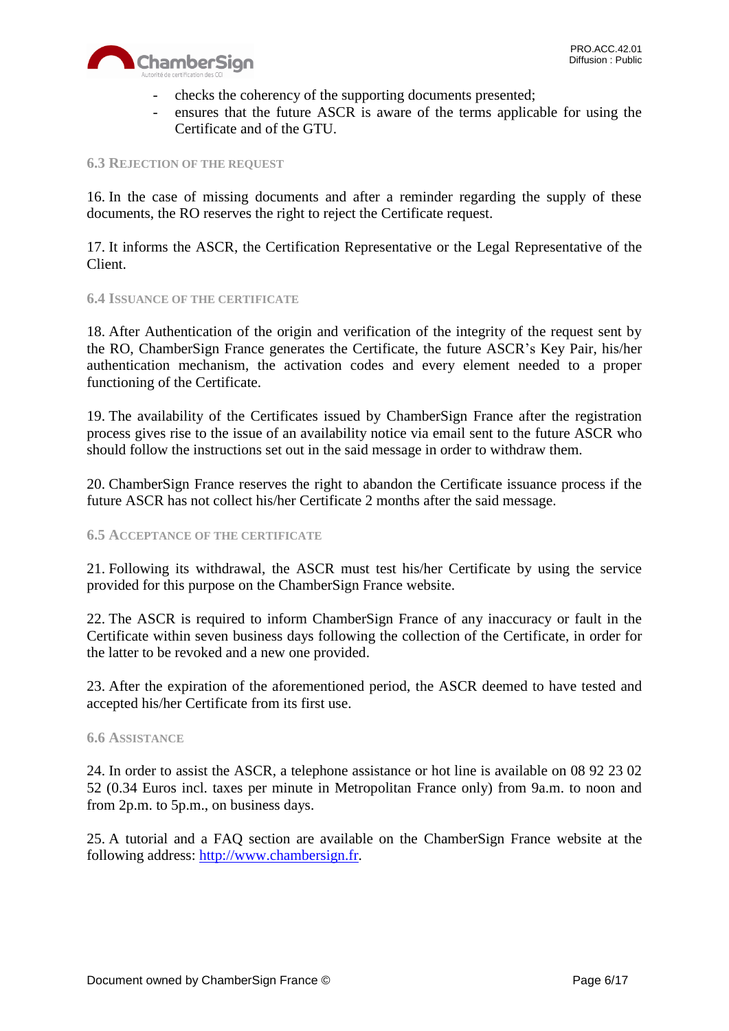- checks the coherency of the supporting documents presented;
- ensures that the future ASCR is aware of the terms applicable for using the Certificate and of the GTU.

### 6.3 Rejection of the request

16. In the case of missing documents and after a reminder regarding the supply of these documents, the RO reserves the right to reject the Certificate request.

17. It informs the ASCR, the Certification Representative or the Legal Representative of the Client.

### 6.4 Issuance of the certificate

18. After Authentication of the origin and verification of the integrity of the request sent by the RO, ChamberSign France generates the Certificate, the future ASCR's Key Pair, his/her authentication mechanism, the activation codes and every element needed to a proper functioning of the Certificate.

19. The availability of the Certificates issued by ChamberSign France after the registration process gives rise to the issue of an availability notice via email sent to the future ASCR who should follow the instructions set out in the said message in order to withdraw them.

20. ChamberSign France reserves the right to abandon the Certificate issuance process if the future ASCR has not collect his/her Certificate 2 months after the said message.

### 6.5 Acceptance of the certificate

21. Following its withdrawal, the ASCR must test his/her Certificate by using the service provided for this purpose on the ChamberSign France website.

22. The ASCR is required to inform ChamberSign France of any inaccuracy or fault in the Certificate within seven business days following the collection of the Certificate, in order for the latter to be revoked and a new one provided.

23. After the expiration of the aforementioned period, the ASCR deemed to have tested and accepted his/her Certificate from its first use.

### 6.6 Assistance

24. In order to assist the ASCR, a telephone assistance or hot line is available on 08 92 23 02 52 (0.34 Euros incl. taxes per minute in Metropolitan France only) from 9a.m. to noon and from 2p.m. to 5p.m., on business days.

25. A tutorial and a FAQ section are available on the ChamberSign France website at the following address: [http://www.chambersign.fr](http://www.chambersign.fr).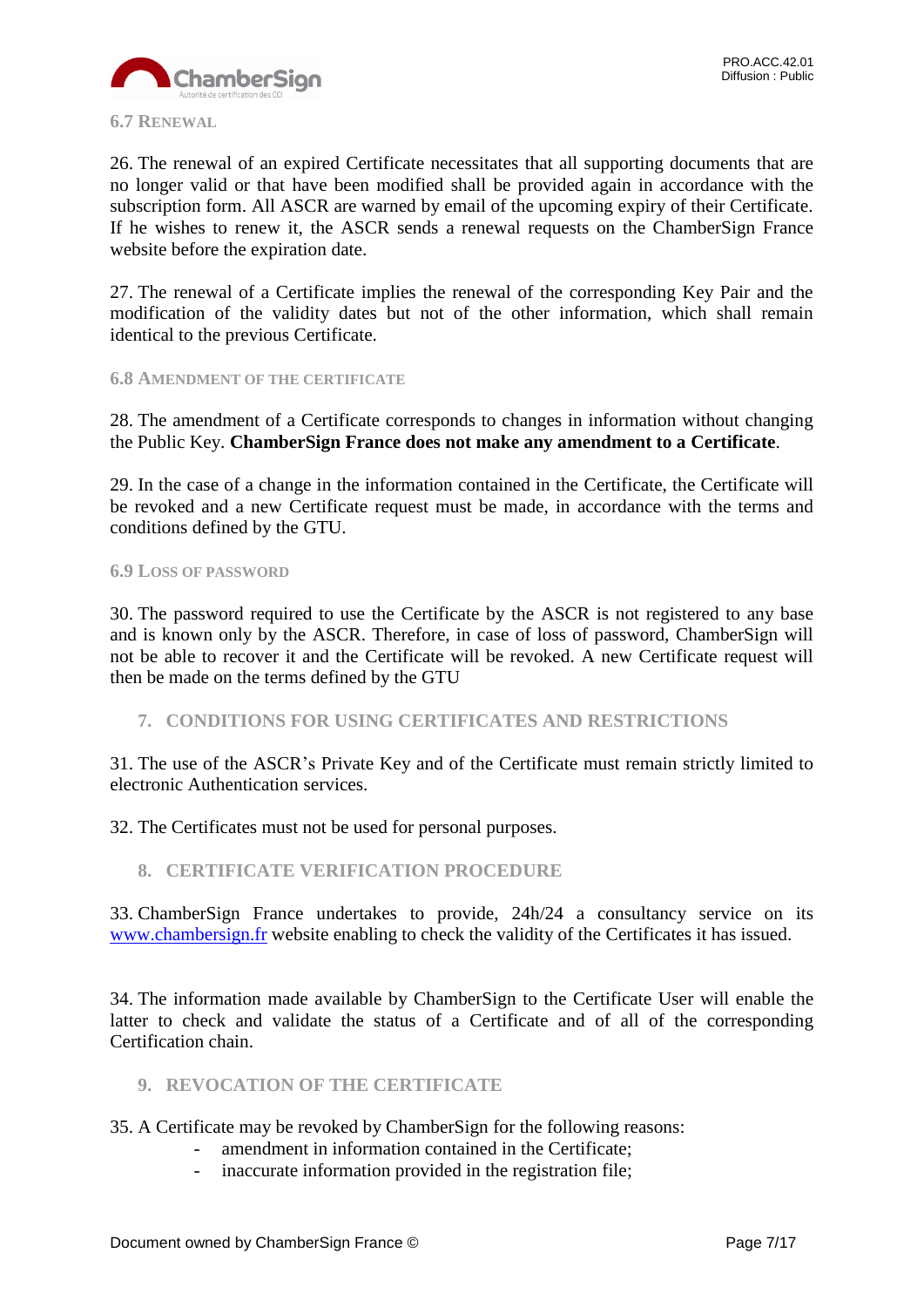### 6.7 Renewal

26. The renewal of an expired Certificate necessitates that all supporting documents that are no longer valid or that have been modified shall be provided again in accordance with the subscription form. All ASCR are warned by email of the upcoming expiry of their Certificate. If he wishes to renew it, the ASCR sends a renewal requests on the ChamberSign France website before the expiration date.

27. The renewal of a Certificate implies the renewal of the corresponding Key Pair and the modification of the validity dates but not of the other information, which shall remain identical to the previous Certificate.

### 6.8 Amendment of the Certificate

28. The amendment of a Certificate corresponds to changes in information without changing the Public Key. **ChamberSign France does not make any amendment to a Certificate**.

29. In the case of a change in the information contained in the Certificate, the Certificate will be revoked and a new Certificate request must be made, in accordance with the terms and conditions defined by the GTU.

### 6.9 Loss of Password

30. The password required to use the Certificate by the ASCR is not registered to any base and is known only by the ASCR. Therefore, in case of loss of password, ChamberSign will not be able to recover it and the Certificate will be revoked. A new Certificate request will then be made on the terms defined by the GTU

## 7. CONDITIONS FOR USING CERTIFICATES AND RESTRICTIONS

31. The use of the ASCR's Private Key and of the Certificate must remain strictly limited to electronic Authentication services.

32. The Certificates must not be used for personal purposes.

## 8. CERTIFICATE VERIFICATION PROCEDURE

33. ChamberSign France undertakes to provide, 24h/24 a consultancy service on its [www.chambersign.fr](www.chambersign.fr) website enabling to check the validity of the Certificates it has issued.

34. The information made available by ChamberSign to the Certificate User will enable the latter to check and validate the status of a Certificate and of all of the corresponding Certification chain.

## 9. REVOCATION OF THE CERTIFICATE

35. A Certificate may be revoked by ChamberSign for the following reasons:

- amendment in information contained in the Certificate;
- inaccurate information provided in the registration file;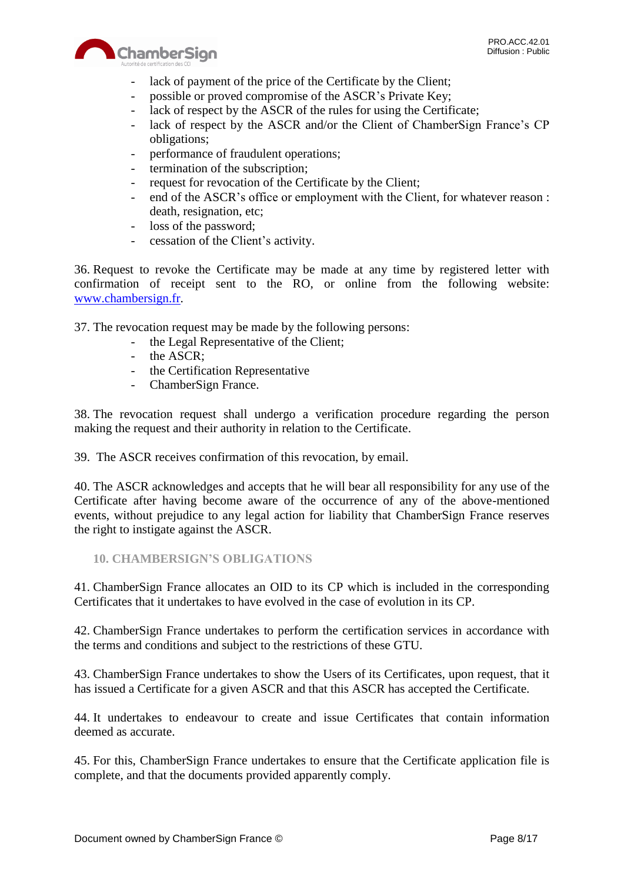- lack of payment of the price of the Certificate by the Client;
- possible or proved compromise of the ASCR's Private Key;
- lack of respect by the ASCR of the rules for using the Certificate;
- lack of respect by the ASCR and/or the Client of ChamberSign France's CP obligations;
- performance of fraudulent operations;
- termination of the subscription;
- request for revocation of the Certificate by the Client;
- end of the ASCR's office or employment with the Client, for whatever reason : death, resignation, etc;
- loss of the password;
- cessation of the Client's activity.

36. Request to revoke the Certificate may be made at any time by registered letter with confirmation of receipt sent to the RO, or online from the following website: www.chambersign.fr.

37. The revocation request may be made by the following persons:

- the Legal Representative of the Client;
- the ASCR;
- the Certification Representative
- ChamberSign France.

38. The revocation request shall undergo a verification procedure regarding the person making the request and their authority in relation to the Certificate.

39. The ASCR receives confirmation of this revocation, by email.

40. The ASCR acknowledges and accepts that he will bear all responsibility for any use of the Certificate after having become aware of the occurrence of any of the above-mentioned events, without prejudice to any legal action for liability that ChamberSign France reserves the right to instigate against the ASCR.

## 10. CHAMBERSIGN'S OBLIGATIONS

41. ChamberSign France allocates an OID to its CP which is included in the corresponding Certificates that it undertakes to have evolved in the case of evolution in its CP.

42. ChamberSign France undertakes to perform the certification services in accordance with the terms and conditions and subject to the restrictions of these GTU.

43. ChamberSign France undertakes to show the Users of its Certificates, upon request, that it has issued a Certificate for a given ASCR and that this ASCR has accepted the Certificate.

44. It undertakes to endeavour to create and issue Certificates that contain information deemed as accurate.

45. For this, ChamberSign France undertakes to ensure that the Certificate application file is complete, and that the documents provided apparently comply.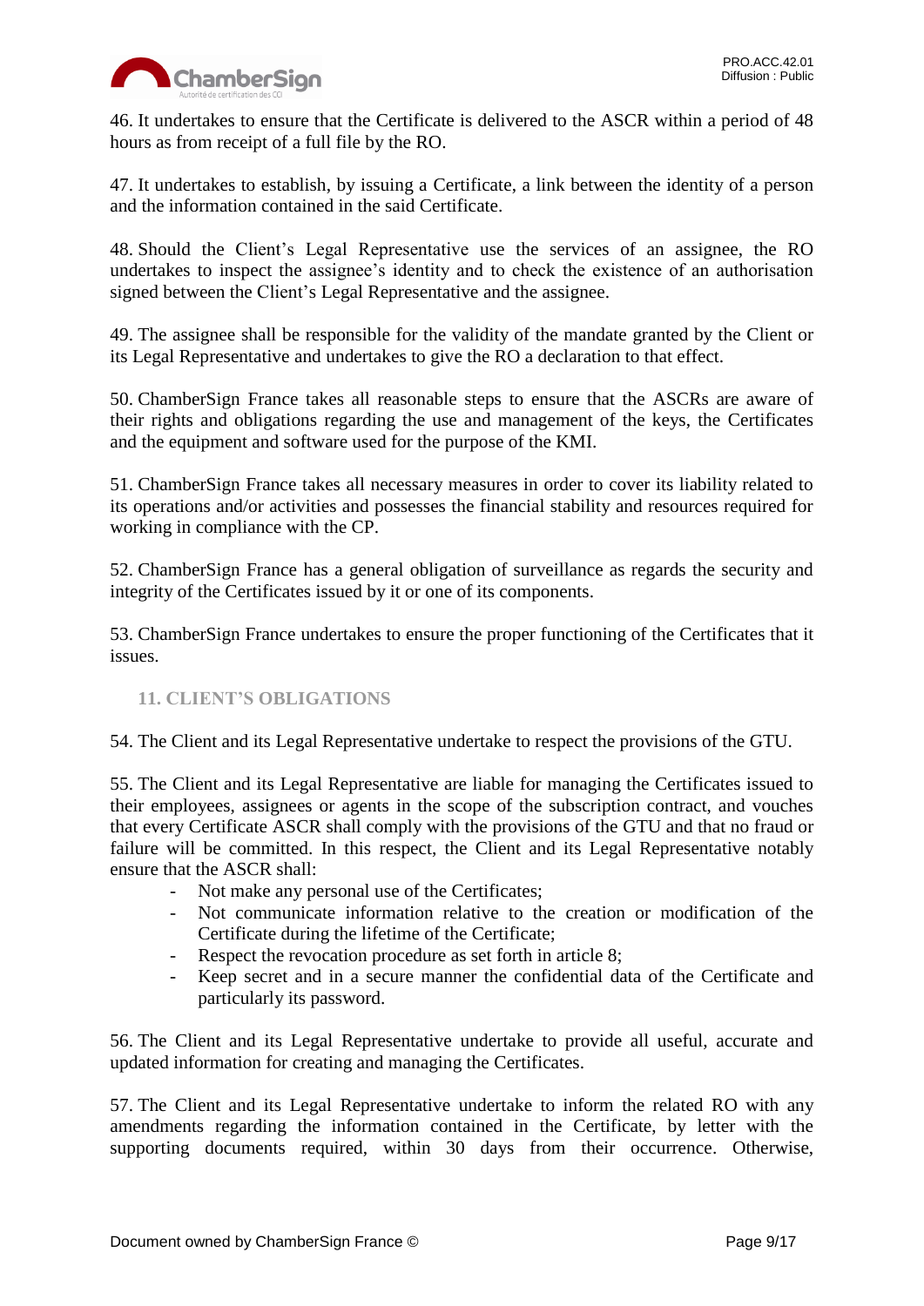46. It undertakes to ensure that the Certificate is delivered to the ASCR within a period of 48 hours as from receipt of a full file by the RO.

47. It undertakes to establish, by issuing a Certificate, a link between the identity of a person and the information contained in the said Certificate.

48. Should the Client's Legal Representative use the services of an assignee, the RO undertakes to inspect the assignee's identity and to check the existence of an authorisation signed between the Client's Legal Representative and the assignee.

49. The assignee shall be responsible for the validity of the mandate granted by the Client or its Legal Representative and undertakes to give the RO a declaration to that effect.

50. ChamberSign France takes all reasonable steps to ensure that the ASCRs are aware of their rights and obligations regarding the use and management of the keys, the Certificates and the equipment and software used for the purpose of the KMI.

51. ChamberSign France takes all necessary measures in order to cover its liability related to its operations and/or activities and possesses the financial stability and resources required for working in compliance with the CP.

52. ChamberSign France has a general obligation of surveillance as regards the security and integrity of the Certificates issued by it or one of its components.

53. ChamberSign France undertakes to ensure the proper functioning of the Certificates that it issues.

## 11. CLIENT'S OBLIGATIONS

54. The Client and its Legal Representative undertake to respect the provisions of the GTU.

55. The Client and its Legal Representative are liable for managing the Certificates issued to their employees, assignees or agents in the scope of the subscription contract, and vouches that every Certificate ASCR shall comply with the provisions of the GTU and that no fraud or failure will be committed. In this respect, the Client and its Legal Representative notably ensure that the ASCR shall:

- Not make any personal use of the Certificates;
- Not communicate information relative to the creation or modification of the Certificate during the lifetime of the Certificate;
- Respect the revocation procedure as set forth in article 8;
- Keep secret and in a secure manner the confidential data of the Certificate and particularly its password.

56. The Client and its Legal Representative undertake to provide all useful, accurate and updated information for creating and managing the Certificates.

57. The Client and its Legal Representative undertake to inform the related RO with any amendments regarding the information contained in the Certificate, by letter with the supporting documents required, within 30 days from their occurrence. Otherwise,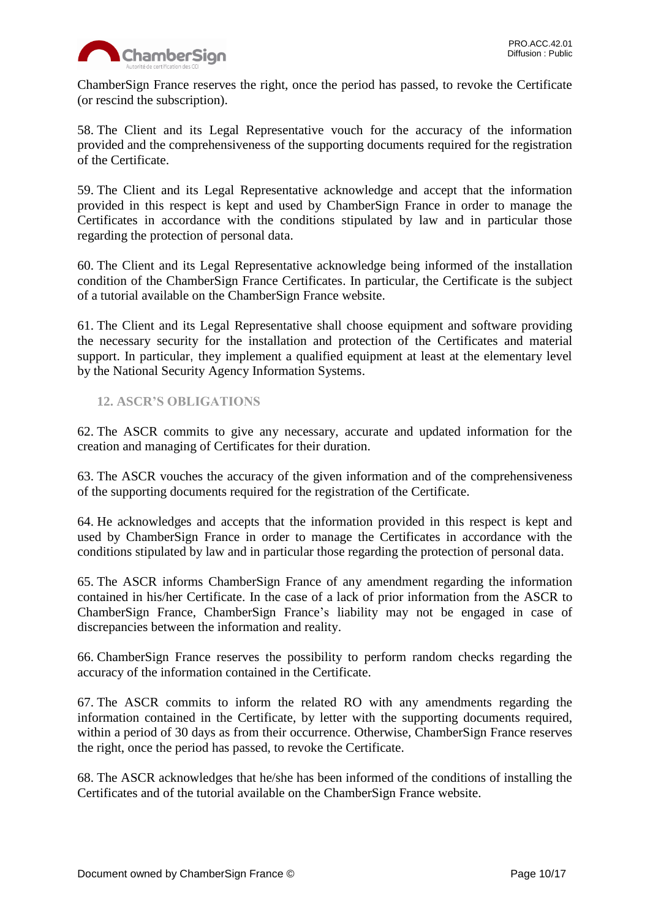ChamberSign France reserves the right, once the period has passed, to revoke the Certificate (or rescind the subscription).

58. The Client and its Legal Representative vouch for the accuracy of the information provided and the comprehensiveness of the supporting documents required for the registration of the Certificate.

59. The Client and its Legal Representative acknowledge and accept that the information provided in this respect is kept and used by ChamberSign France in order to manage the Certificates in accordance with the conditions stipulated by law and in particular those regarding the protection of personal data.

60. The Client and its Legal Representative acknowledge being informed of the installation condition of the ChamberSign France Certificates. In particular, the Certificate is the subject of a tutorial available on the ChamberSign France website.

61. The Client and its Legal Representative shall choose equipment and software providing the necessary security for the installation and protection of the Certificates and material support. In particular, they implement a qualified equipment at least at the elementary level by the National Security Agency Information Systems.

## 12. ASCR'S OBLIGATIONS

62. The ASCR commits to give any necessary, accurate and updated information for the creation and managing of Certificates for their duration.

63. The ASCR vouches the accuracy of the given information and of the comprehensiveness of the supporting documents required for the registration of the Certificate.

64. He acknowledges and accepts that the information provided in this respect is kept and used by ChamberSign France in order to manage the Certificates in accordance with the conditions stipulated by law and in particular those regarding the protection of personal data.

65. The ASCR informs ChamberSign France of any amendment regarding the information contained in his/her Certificate. In the case of a lack of prior information from the ASCR to ChamberSign France, ChamberSign France's liability may not be engaged in case of discrepancies between the information and reality.

66. ChamberSign France reserves the possibility to perform random checks regarding the accuracy of the information contained in the Certificate.

67. The ASCR commits to inform the related RO with any amendments regarding the information contained in the Certificate, by letter with the supporting documents required, within a period of 30 days as from their occurrence. Otherwise, ChamberSign France reserves the right, once the period has passed, to revoke the Certificate.

68. The ASCR acknowledges that he/she has been informed of the conditions of installing the Certificates and of the tutorial available on the ChamberSign France website.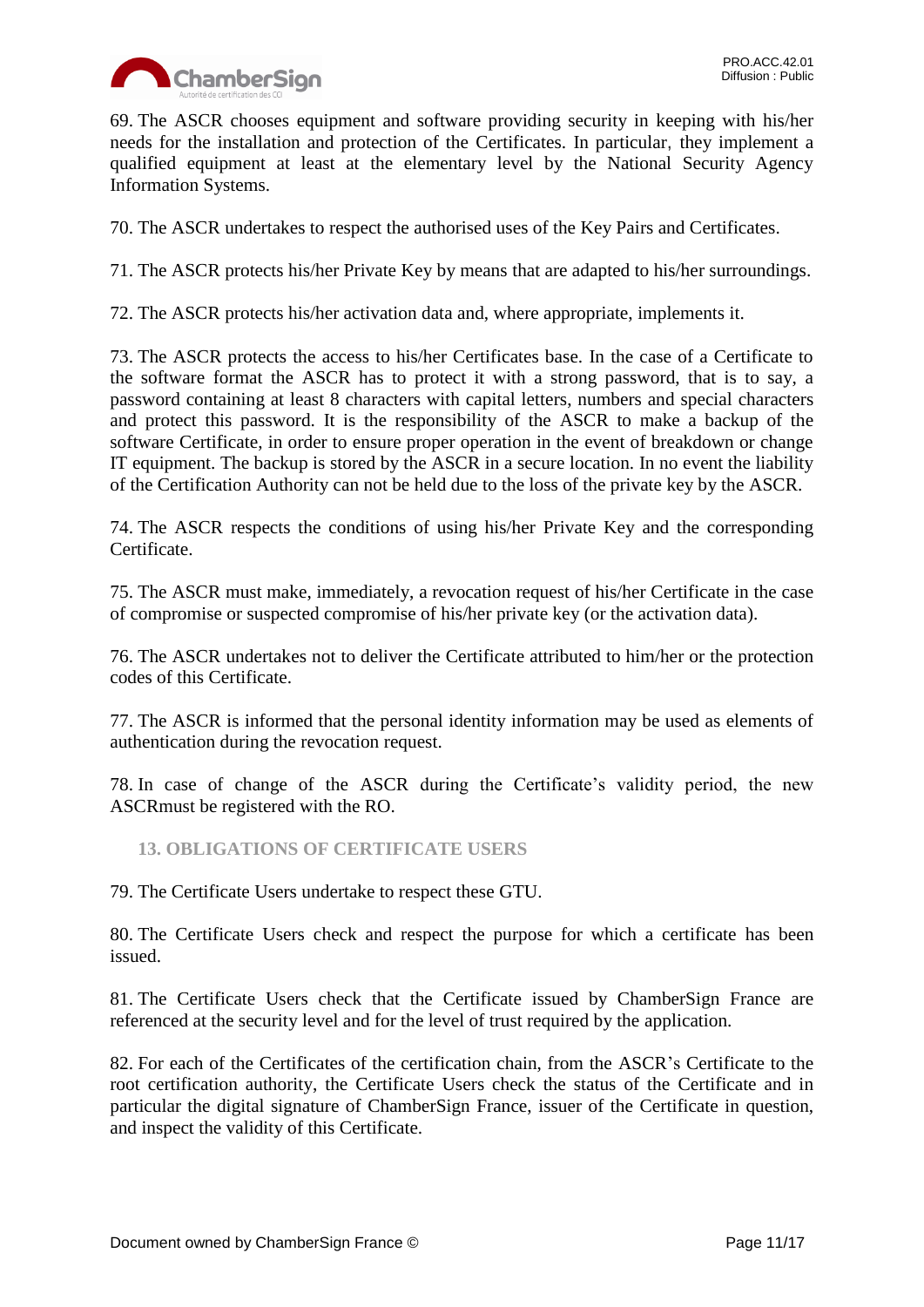69. The ASCR chooses equipment and software providing security in keeping with his/her needs for the installation and protection of the Certificates. In particular, they implement a qualified equipment at least at the elementary level by the National Security Agency Information Systems.

70. The ASCR undertakes to respect the authorised uses of the Key Pairs and Certificates.

71. The ASCR protects his/her Private Key by means that are adapted to his/her surroundings.

72. The ASCR protects his/her activation data and, where appropriate, implements it.

73. The ASCR protects the access to his/her Certificates base. In the case of a Certificate to the software format the ASCR has to protect it with a strong password, that is to say, a password containing at least 8 characters with capital letters, numbers and special characters and protect this password. It is the responsibility of the ASCR to make a backup of the software Certificate, in order to ensure proper operation in the event of breakdown or change IT equipment. The backup is stored by the ASCR in a secure location. In no event the liability of the Certification Authority can not be held due to the loss of the private key by the ASCR.

74. The ASCR respects the conditions of using his/her Private Key and the corresponding Certificate.

75. The ASCR must make, immediately, a revocation request of his/her Certificate in the case of compromise or suspected compromise of his/her private key (or the activation data).

76. The ASCR undertakes not to deliver the Certificate attributed to him/her or the protection codes of this Certificate.

77. The ASCR is informed that the personal identity information may be used as elements of authentication during the revocation request.

78. In case of change of the ASCR during the Certificate's validity period, the new ASCRmust be registered with the RO.

## 13. OBLIGATIONS OF CERTIFICATE USERS

79. The Certificate Users undertake to respect these GTU.

80. The Certificate Users check and respect the purpose for which a certificate has been issued.

81. The Certificate Users check that the Certificate issued by ChamberSign France are referenced at the security level and for the level of trust required by the application.

82. For each of the Certificates of the certification chain, from the ASCR's Certificate to the root certification authority, the Certificate Users check the status of the Certificate and in particular the digital signature of ChamberSign France, issuer of the Certificate in question, and inspect the validity of this Certificate.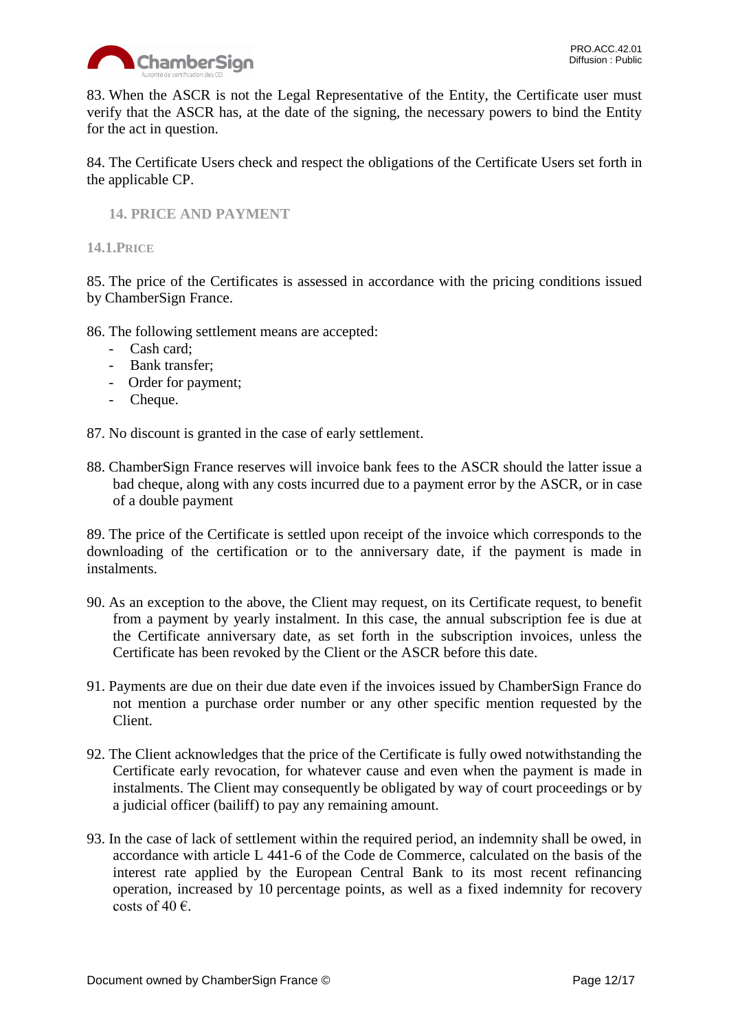83. When the ASCR is not the Legal Representative of the Entity, the Certificate user must verify that the ASCR has, at the date of the signing, the necessary powers to bind the Entity for the act in question.

84. The Certificate Users check and respect the obligations of the Certificate Users set forth in the applicable CP.

## 14. PRICE AND PAYMENT

### 14.1.PRICE

85. The price of the Certificates is assessed in accordance with the pricing conditions issued by ChamberSign France.

86. The following settlement means are accepted:

- Cash card;
- Bank transfer;
- Order for payment;
- Cheque.

87. No discount is granted in the case of early settlement.

88. ChamberSign France reserves will invoice bank fees to the ASCR should the latter issue a bad cheque, along with any costs incurred due to a payment error by the ASCR, or in case of a double payment

89. The price of the Certificate is settled upon receipt of the invoice which corresponds to the downloading of the certification or to the anniversary date, if the payment is made in instalments.

90. As an exception to the above, the Client may request, on its Certificate request, to benefit from a payment by yearly instalment. In this case, the annual subscription fee is due at the Certificate anniversary date, as set forth in the subscription invoices, unless the Certificate has been revoked by the Client or the ASCR before this date.

91. Payments are due on their due date even if the invoices issued by ChamberSign France do not mention a purchase order number or any other specific mention requested by the Client.

92. The Client acknowledges that the price of the Certificate is fully owed notwithstanding the Certificate early revocation, for whatever cause and even when the payment is made in instalments. The Client may consequently be obligated by way of court proceedings or by a judicial officer (bailiff) to pay any remaining amount.

93. In the case of lack of settlement within the required period, an indemnity shall be owed, in accordance with article L 441-6 of the Code de Commerce, calculated on the basis of the interest rate applied by the European Central Bank to its most recent refinancing operation, increased by 10 percentage points, as well as a fixed indemnity for recovery costs of 40 €.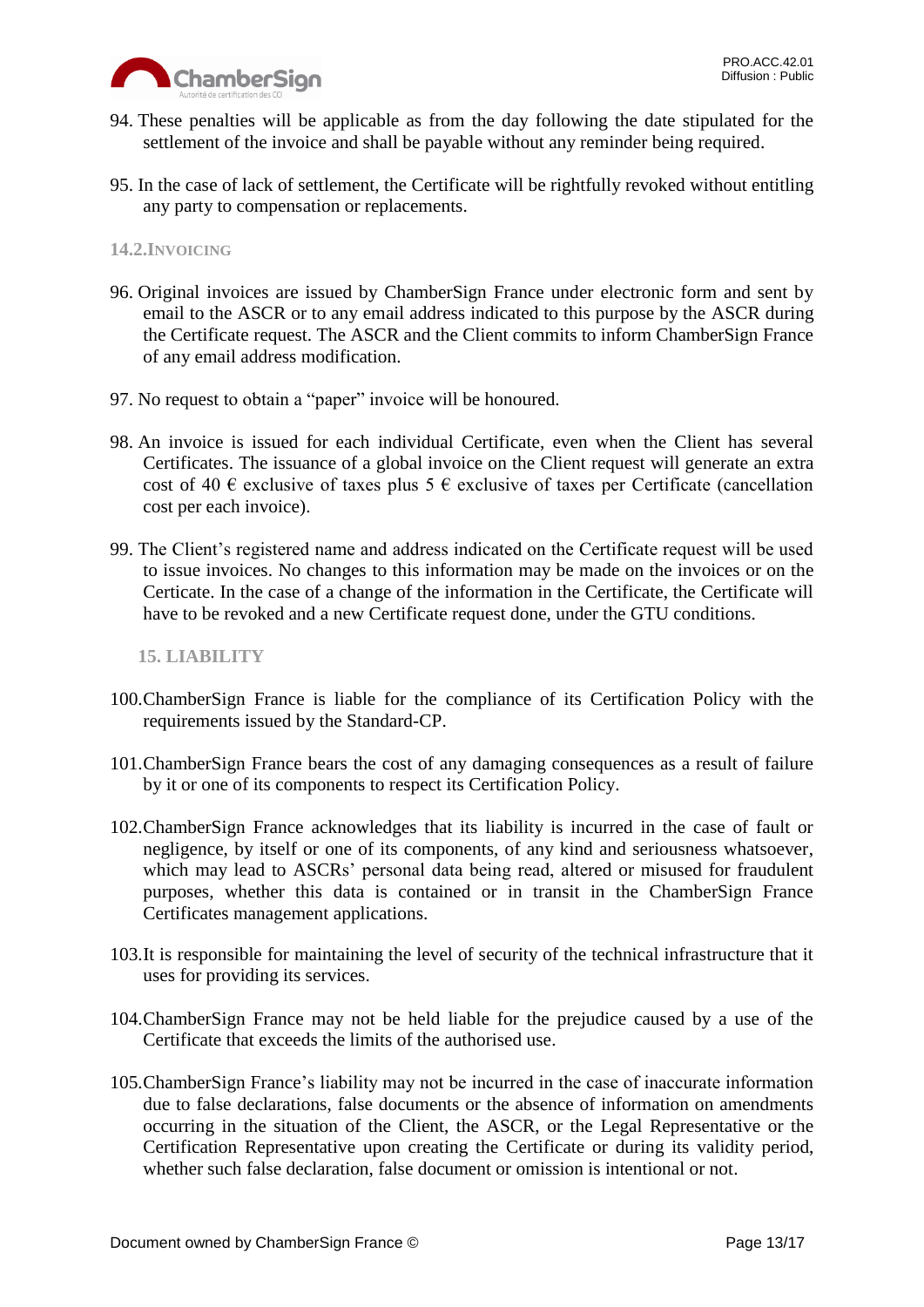94. These penalties will be applicable as from the day following the date stipulated for the settlement of the invoice and shall be payable without any reminder being required.

95. In the case of lack of settlement, the Certificate will be rightfully revoked without entitling any party to compensation or replacements.

### 14.2. Invoicing

96. Original invoices are issued by ChamberSign France under electronic form and sent by email to the ASCR or to any email address indicated to this purpose by the ASCR during the Certificate request. The ASCR and the Client commits to inform ChamberSign France of any email address modification.

97. No request to obtain a "paper" invoice will be honoured.

98. An invoice is issued for each individual Certificate, even when the Client has several Certificates. The issuance of a global invoice on the Client request will generate an extra cost of 40 € exclusive of taxes plus 5 € exclusive of taxes per Certificate (cancellation cost per each invoice).

99. The Client's registered name and address indicated on the Certificate request will be used to issue invoices. No changes to this information may be made on the invoices or on the Certicate. In the case of a change of the information in the Certificate, the Certificate will have to be revoked and a new Certificate request done, under the GTU conditions.

## 15. LIABILITY

100. ChamberSign France is liable for the compliance of its Certification Policy with the requirements issued by the Standard-CP.

101. ChamberSign France bears the cost of any damaging consequences as a result of failure by it or one of its components to respect its Certification Policy.

102. ChamberSign France acknowledges that its liability is incurred in the case of fault or negligence, by itself or one of its components, of any kind and seriousness whatsoever, which may lead to ASCRs' personal data being read, altered or misused for fraudulent purposes, whether this data is contained or in transit in the ChamberSign France Certificates management applications.

103. It is responsible for maintaining the level of security of the technical infrastructure that it uses for providing its services.

104. ChamberSign France may not be held liable for the prejudice caused by a use of the Certificate that exceeds the limits of the authorised use.

105. ChamberSign France's liability may not be incurred in the case of inaccurate information due to false declarations, false documents or the absence of information on amendments occurring in the situation of the Client, the ASCR, or the Legal Representative or the Certification Representative upon creating the Certificate or during its validity period, whether such false declaration, false document or omission is intentional or not.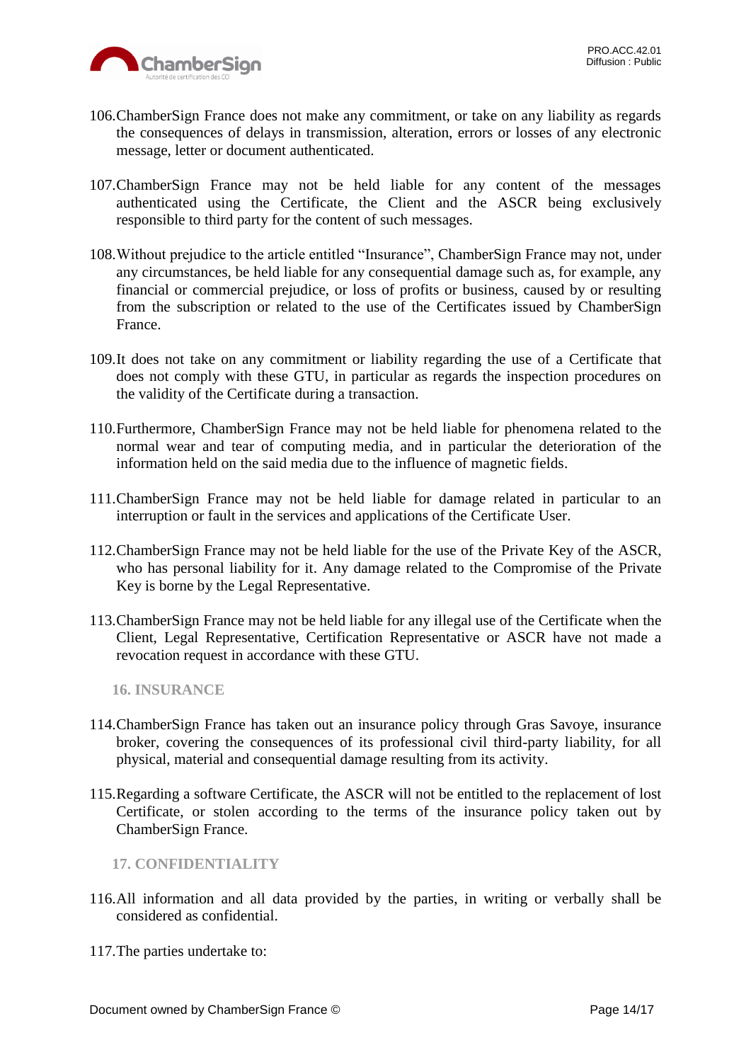106. ChamberSign France does not make any commitment, or take on any liability as regards the consequences of delays in transmission, alteration, errors or losses of any electronic message, letter or document authenticated.

107. ChamberSign France may not be held liable for any content of the messages authenticated using the Certificate, the Client and the ASCR being exclusively responsible to third party for the content of such messages.

108. Without prejudice to the article entitled "Insurance", ChamberSign France may not, under any circumstances, be held liable for any consequential damage such as, for example, any financial or commercial prejudice, or loss of profits or business, caused by or resulting from the subscription or related to the use of the Certificates issued by ChamberSign France.

109. It does not take on any commitment or liability regarding the use of a Certificate that does not comply with these GTU, in particular as regards the inspection procedures on the validity of the Certificate during a transaction.

110. Furthermore, ChamberSign France may not be held liable for phenomena related to the normal wear and tear of computing media, and in particular the deterioration of the information held on the said media due to the influence of magnetic fields.

111. ChamberSign France may not be held liable for damage related in particular to an interruption or fault in the services and applications of the Certificate User.

112. ChamberSign France may not be held liable for the use of the Private Key of the ASCR, who has personal liability for it. Any damage related to the Compromise of the Private Key is borne by the Legal Representative.

113. ChamberSign France may not be held liable for any illegal use of the Certificate when the Client, Legal Representative, Certification Representative or ASCR have not made a revocation request in accordance with these GTU.

## 16. INSURANCE

114. ChamberSign France has taken out an insurance policy through Gras Savoye, insurance broker, covering the consequences of its professional civil third-party liability, for all physical, material and consequential damage resulting from its activity.

115. Regarding a software Certificate, the ASCR will not be entitled to the replacement of lost Certificate, or stolen according to the terms of the insurance policy taken out by ChamberSign France.

## 17. CONFIDENTIALITY

116. All information and all data provided by the parties, in writing or verbally shall be considered as confidential.

117. The parties undertake to: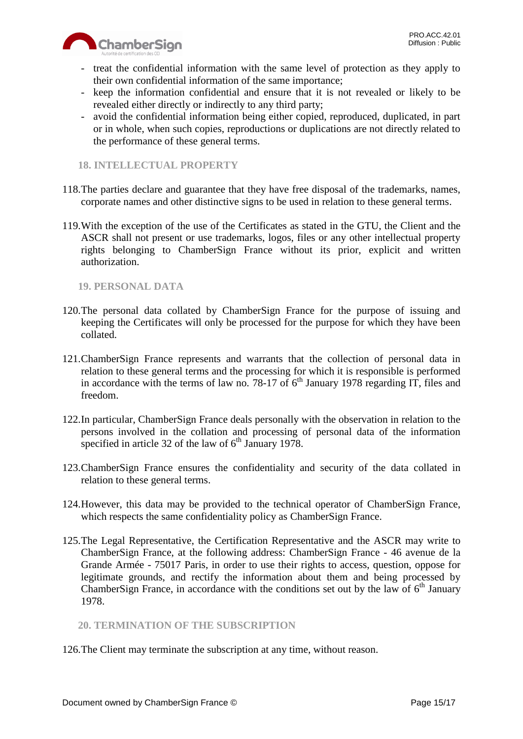- treat the confidential information with the same level of protection as they apply to their own confidential information of the same importance;
- keep the information confidential and ensure that it is not revealed or likely to be revealed either directly or indirectly to any third party;
- avoid the confidential information being either copied, reproduced, duplicated, in part or in whole, when such copies, reproductions or duplications are not directly related to the performance of these general terms.

## 18. INTELLECTUAL PROPERTY

118. The parties declare and guarantee that they have free disposal of the trademarks, names, corporate names and other distinctive signs to be used in relation to these general terms.

119. With the exception of the use of the Certificates as stated in the GTU, the Client and the ASCR shall not present or use trademarks, logos, files or any other intellectual property rights belonging to ChamberSign France without its prior, explicit and written authorization.

## 19. PERSONAL DATA

120. The personal data collated by ChamberSign France for the purpose of issuing and keeping the Certificates will only be processed for the purpose for which they have been collated.

121. ChamberSign France represents and warrants that the collection of personal data in relation to these general terms and the processing for which it is responsible is performed in accordance with the terms of law no. 78-17 of 6th January 1978 regarding IT, files and freedom.

122. In particular, ChamberSign France deals personally with the observation in relation to the persons involved in the collation and processing of personal data of the information specified in article 32 of the law of 6th January 1978.

123. ChamberSign France ensures the confidentiality and security of the data collated in relation to these general terms.

124. However, this data may be provided to the technical operator of ChamberSign France, which respects the same confidentiality policy as ChamberSign France.

125. The Legal Representative, the Certification Representative and the ASCR may write to ChamberSign France, at the following address: ChamberSign France - 46 avenue de la Grande Armée - 75017 Paris, in order to use their rights to access, question, oppose for legitimate grounds, and rectify the information about them and being processed by ChamberSign France, in accordance with the conditions set out by the law of 6th January 1978.

## 20. TERMINATION OF THE SUBSCRIPTION

126. The Client may terminate the subscription at any time, without reason.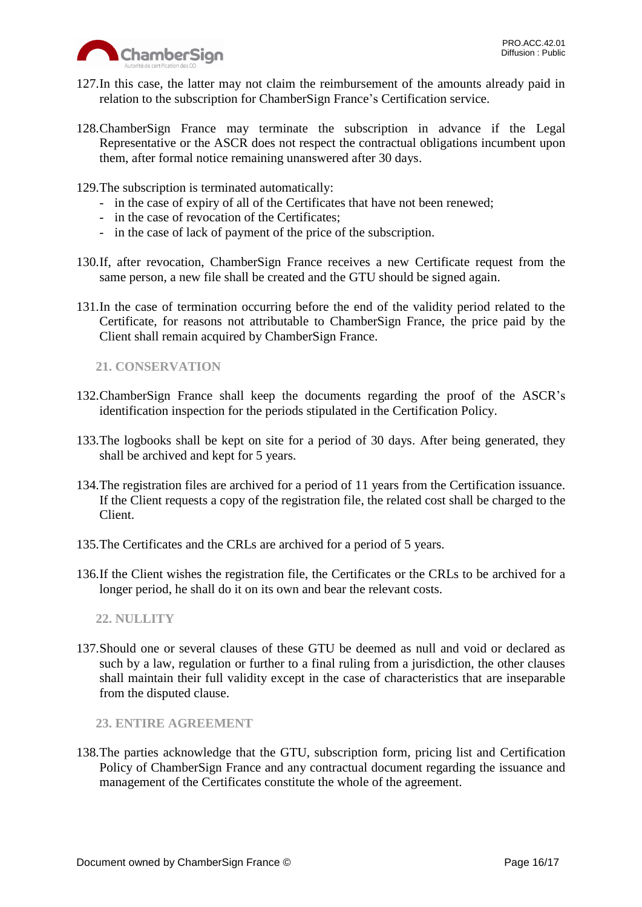127. In this case, the latter may not claim the reimbursement of the amounts already paid in relation to the subscription for ChamberSign France's Certification service.

128. ChamberSign France may terminate the subscription in advance if the Legal Representative or the ASCR does not respect the contractual obligations incumbent upon them, after formal notice remaining unanswered after 30 days.

129. The subscription is terminated automatically:
   - in the case of expiry of all of the Certificates that have not been renewed;
   - in the case of revocation of the Certificates;
   - in the case of lack of payment of the price of the subscription.

130. If, after revocation, ChamberSign France receives a new Certificate request from the same person, a new file shall be created and the GTU should be signed again.

131. In the case of termination occurring before the end of the validity period related to the Certificate, for reasons not attributable to ChamberSign France, the price paid by the Client shall remain acquired by ChamberSign France.

## 21. CONSERVATION

132. ChamberSign France shall keep the documents regarding the proof of the ASCR's identification inspection for the periods stipulated in the Certification Policy.

133. The logbooks shall be kept on site for a period of 30 days. After being generated, they shall be archived and kept for 5 years.

134. The registration files are archived for a period of 11 years from the Certification issuance. If the Client requests a copy of the registration file, the related cost shall be charged to the Client.

135. The Certificates and the CRLs are archived for a period of 5 years.

136. If the Client wishes the registration file, the Certificates or the CRLs to be archived for a longer period, he shall do it on its own and bear the relevant costs.

## 22. NULLITY

137. Should one or several clauses of these GTU be deemed as null and void or declared as such by a law, regulation or further to a final ruling from a jurisdiction, the other clauses shall maintain their full validity except in the case of characteristics that are inseparable from the disputed clause.

## 23. ENTIRE AGREEMENT

138. The parties acknowledge that the GTU, subscription form, pricing list and Certification Policy of ChamberSign France and any contractual document regarding the issuance and management of the Certificates constitute the whole of the agreement.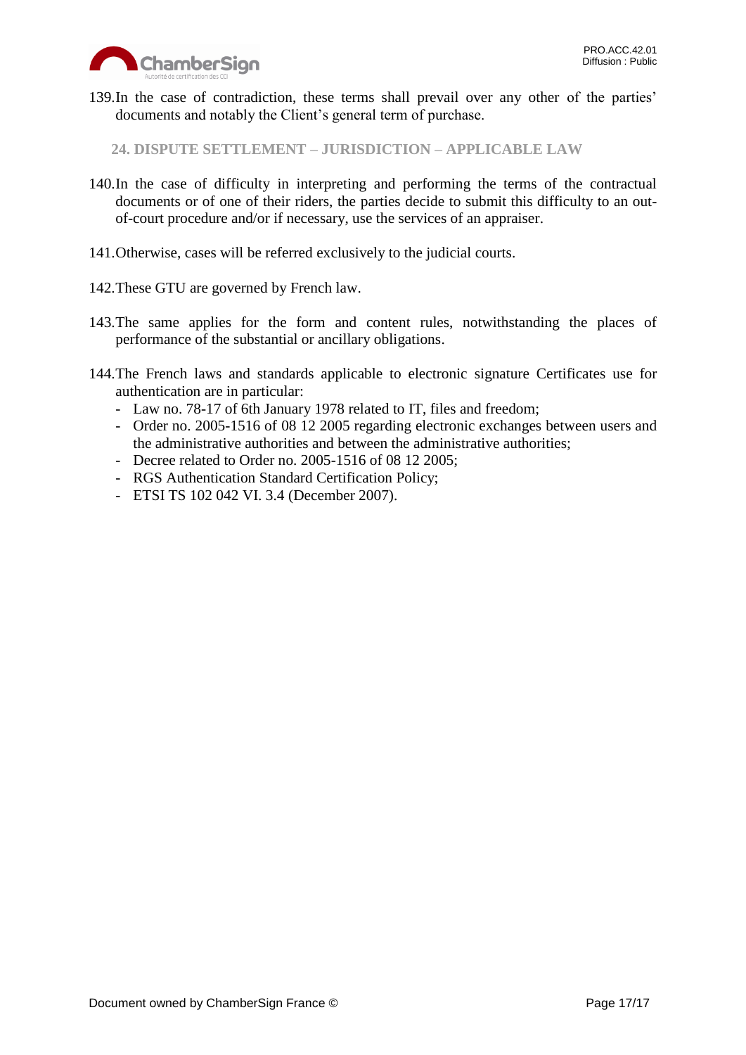139. In the case of contradiction, these terms shall prevail over any other of the parties' documents and notably the Client's general term of purchase.

## 24. DISPUTE SETTLEMENT – JURISDICTION – APPLICABLE LAW

140. In the case of difficulty in interpreting and performing the terms of the contractual documents or of one of their riders, the parties decide to submit this difficulty to an out-of-court procedure and/or if necessary, use the services of an appraiser.

141. Otherwise, cases will be referred exclusively to the judicial courts.

142. These GTU are governed by French law.

143. The same applies for the form and content rules, notwithstanding the places of performance of the substantial or ancillary obligations.

144. The French laws and standards applicable to electronic signature Certificates use for authentication are in particular:
   - Law no. 78-17 of 6th January 1978 related to IT, files and freedom;
   - Order no. 2005-1516 of 08 12 2005 regarding electronic exchanges between users and the administrative authorities and between the administrative authorities;
   - Decree related to Order no. 2005-1516 of 08 12 2005;
   - RGS Authentication Standard Certification Policy;
   - ETSI TS 102 042 VI. 3.4 (December 2007).